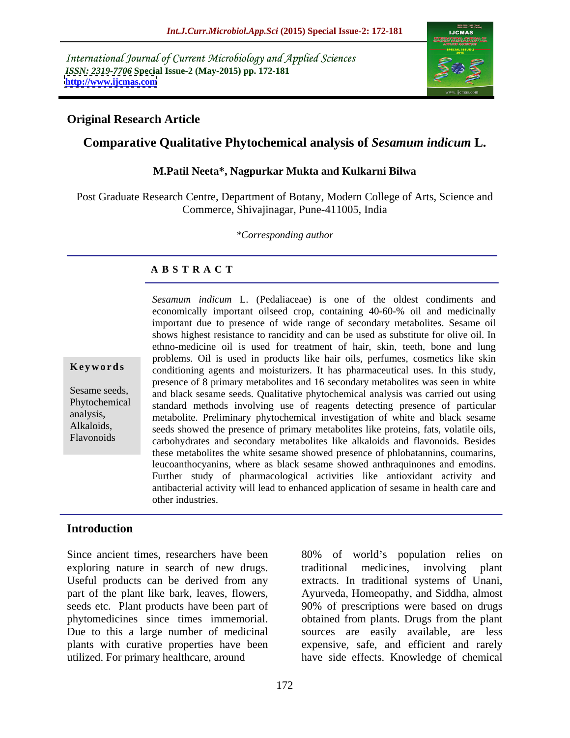International Journal of Current Microbiology and Applied Sciences
*ISSN: 2319-7706* **Special Issue-2 (May-2015) pp. 172-181**
**http://www.ijcmas.com**

**Original Research Article**

# Comparative Qualitative Phytochemical analysis of *Sesamum indicum* L.

**M.Patil Neeta*, Nagpurkar Mukta and Kulkarni Bilwa**

Post Graduate Research Centre, Department of Botany, Modern College of Arts, Science and Commerce, Shivajinagar, Pune-411005, India

*\*Corresponding author*

## ABSTRACT

**Keywords**

Sesame seeds, Phytochemical analysis, Alkaloids, Flavonoids

*Sesamum indicum* L. (Pedaliaceae) is one of the oldest condiments and economically important oilseed crop, containing 40-60-% oil and medicinally important due to presence of wide range of secondary metabolites. Sesame oil shows highest resistance to rancidity and can be used as substitute for olive oil. In ethno-medicine oil is used for treatment of hair, skin, teeth, bone and lung problems. Oil is used in products like hair oils, perfumes, cosmetics like skin conditioning agents and moisturizers. It has pharmaceutical uses. In this study, presence of 8 primary metabolites and 16 secondary metabolites was seen in white and black sesame seeds. Qualitative phytochemical analysis was carried out using standard methods involving use of reagents detecting presence of particular metabolite. Preliminary phytochemical investigation of white and black sesame seeds showed the presence of primary metabolites like proteins, fats, volatile oils, carbohydrates and secondary metabolites like alkaloids and flavonoids. Besides these metabolites the white sesame showed presence of phlobatannins, coumarins, leucoanthocyanins, where as black sesame showed anthraquinones and emodins. Further study of pharmacological activities like antioxidant activity and antibacterial activity will lead to enhanced application of sesame in health care and other industries.

## Introduction

Since ancient times, researchers have been exploring nature in search of new drugs. Useful products can be derived from any part of the plant like bark, leaves, flowers, seeds etc. Plant products have been part of phytomedicines since times immemorial. Due to this a large number of medicinal plants with curative properties have been utilized. For primary healthcare, around 80% of world's population relies on traditional medicines, involving plant extracts. In traditional systems of Unani, Ayurveda, Homeopathy, and Siddha, almost 90% of prescriptions were based on drugs obtained from plants. Drugs from the plant sources are easily available, are less expensive, safe, and efficient and rarely have side effects. Knowledge of chemical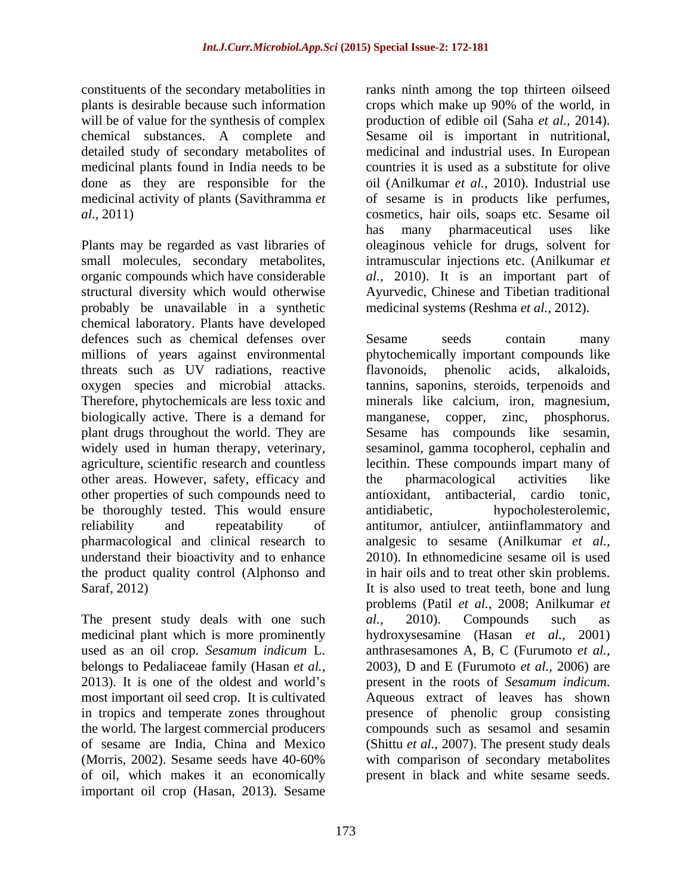constituents of the secondary metabolities in plants is desirable because such information will be of value for the synthesis of complex chemical substances. A complete and detailed study of secondary metabolites of medicinal plants found in India needs to be done as they are responsible for the medicinal activity of plants (Savithramma *et al.*, 2011)

Plants may be regarded as vast libraries of small molecules, secondary metabolites, organic compounds which have considerable structural diversity which would otherwise probably be unavailable in a synthetic chemical laboratory. Plants have developed defences such as chemical defenses over millions of years against environmental threats such as UV radiations, reactive oxygen species and microbial attacks. Therefore, phytochemicals are less toxic and biologically active. There is a demand for plant drugs throughout the world. They are widely used in human therapy, veterinary, agriculture, scientific research and countless other areas. However, safety, efficacy and other properties of such compounds need to be thoroughly tested. This would ensure reliability and repeatability of pharmacological and clinical research to understand their bioactivity and to enhance the product quality control (Alphonso and Saraf, 2012)

The present study deals with one such medicinal plant which is more prominently used as an oil crop. *Sesamum indicum* L. belongs to Pedaliaceae family (Hasan *et al.,* 2013). It is one of the oldest and world's most important oil seed crop. It is cultivated in tropics and temperate zones throughout the world. The largest commercial producers of sesame are India, China and Mexico (Morris, 2002). Sesame seeds have 40-60% of oil, which makes it an economically important oil crop (Hasan, 2013). Sesame ranks ninth among the top thirteen oilseed crops which make up 90% of the world, in production of edible oil (Saha *et al.,* 2014). Sesame oil is important in nutritional, medicinal and industrial uses. In European countries it is used as a substitute for olive oil (Anilkumar *et al.,* 2010). Industrial use of sesame is in products like perfumes, cosmetics, hair oils, soaps etc. Sesame oil has many pharmaceutical uses like oleaginous vehicle for drugs, solvent for intramuscular injections etc. (Anilkumar *et al.,* 2010). It is an important part of Ayurvedic, Chinese and Tibetian traditional medicinal systems (Reshma *et al.,* 2012).

Sesame seeds contain many phytochemically important compounds like flavonoids, phenolic acids, alkaloids, tannins, saponins, steroids, terpenoids and minerals like calcium, iron, magnesium, manganese, copper, zinc, phosphorus. Sesame has compounds like sesamin, sesaminol, gamma tocopherol, cephalin and lecithin. These compounds impart many of the pharmacological activities like antioxidant, antibacterial, cardio tonic, antidiabetic, hypocholesterolemic, antitumor, antiulcer, antiinflammatory and analgesic to sesame (Anilkumar *et al.,* 2010). In ethnomedicine sesame oil is used in hair oils and to treat other skin problems. It is also used to treat teeth, bone and lung problems (Patil *et al.,* 2008; Anilkumar *et al.,* 2010). Compounds such as hydroxysesamine (Hasan *et al.*, 2001) anthrasesamones A, B, C (Furumoto *et al.,* 2003), D and E (Furumoto *et al.,* 2006) are present in the roots of *Sesamum indicum*. Aqueous extract of leaves has shown presence of phenolic group consisting compounds such as sesamol and sesamin (Shittu *et al.,* 2007). The present study deals with comparison of secondary metabolites present in black and white sesame seeds.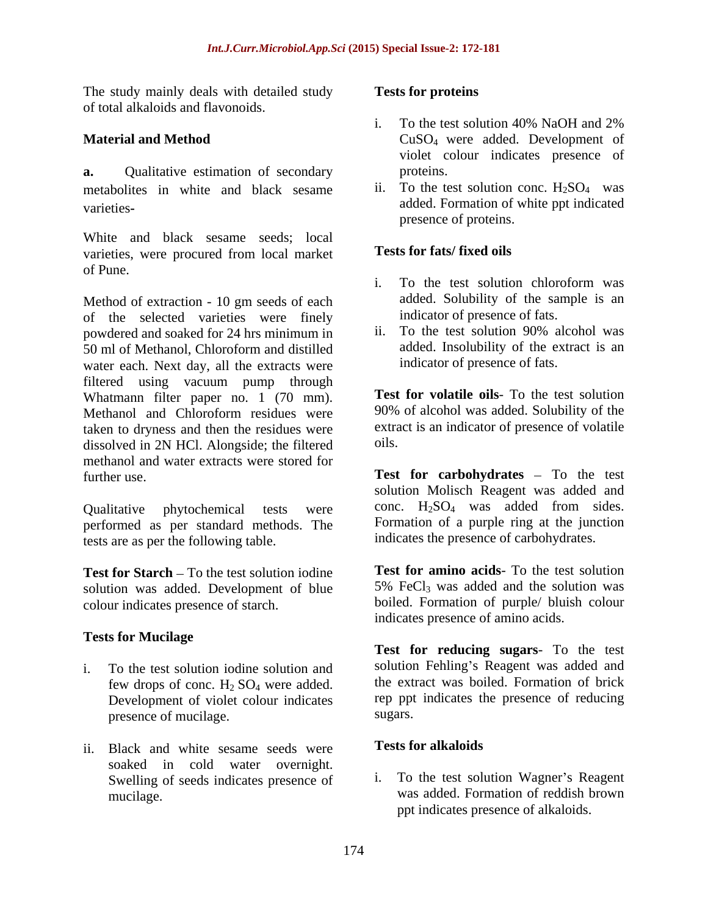The study mainly deals with detailed study of total alkaloids and flavonoids.

## Material and Method

**a.** Qualitative estimation of secondary metabolites in white and black sesame varieties-

White and black sesame seeds; local varieties, were procured from local market of Pune.

Method of extraction - 10 gm seeds of each of the selected varieties were finely powdered and soaked for 24 hrs minimum in 50 ml of Methanol, Chloroform and distilled water each. Next day, all the extracts were filtered using vacuum pump through Whatmann filter paper no. 1 (70 mm). Methanol and Chloroform residues were taken to dryness and then the residues were dissolved in 2N HCl. Alongside; the filtered methanol and water extracts were stored for further use.

Qualitative phytochemical tests were performed as per standard methods. The tests are as per the following table.

**Test for Starch** – To the test solution iodine solution was added. Development of blue colour indicates presence of starch.

**Tests for Mucilage**

i. To the test solution iodine solution and few drops of conc. $H_2SO_4$ were added. Development of violet colour indicates presence of mucilage.

ii. Black and white sesame seeds were soaked in cold water overnight. Swelling of seeds indicates presence of mucilage.

**Tests for proteins**

i. To the test solution 40% NaOH and 2% $CuSO_4$ were added. Development of violet colour indicates presence of proteins.

ii. To the test solution conc. $H_2SO_4$ was added. Formation of white ppt indicated presence of proteins.

**Tests for fats/ fixed oils**

i. To the test solution chloroform was added. Solubility of the sample is an indicator of presence of fats.

ii. To the test solution 90% alcohol was added. Insolubility of the extract is an indicator of presence of fats.

**Test for volatile oils**- To the test solution 90% of alcohol was added. Solubility of the extract is an indicator of presence of volatile oils.

**Test for carbohydrates** – To the test solution Molisch Reagent was added and conc. $H_2SO_4$ was added from sides. Formation of a purple ring at the junction indicates the presence of carbohydrates.

**Test for amino acids**- To the test solution 5% $FeCl_3$ was added and the solution was boiled. Formation of purple/ bluish colour indicates presence of amino acids.

**Test for reducing sugars**- To the test solution Fehling's Reagent was added and the extract was boiled. Formation of brick rep ppt indicates the presence of reducing sugars.

**Tests for alkaloids**

i. To the test solution Wagner's Reagent was added. Formation of reddish brown ppt indicates presence of alkaloids.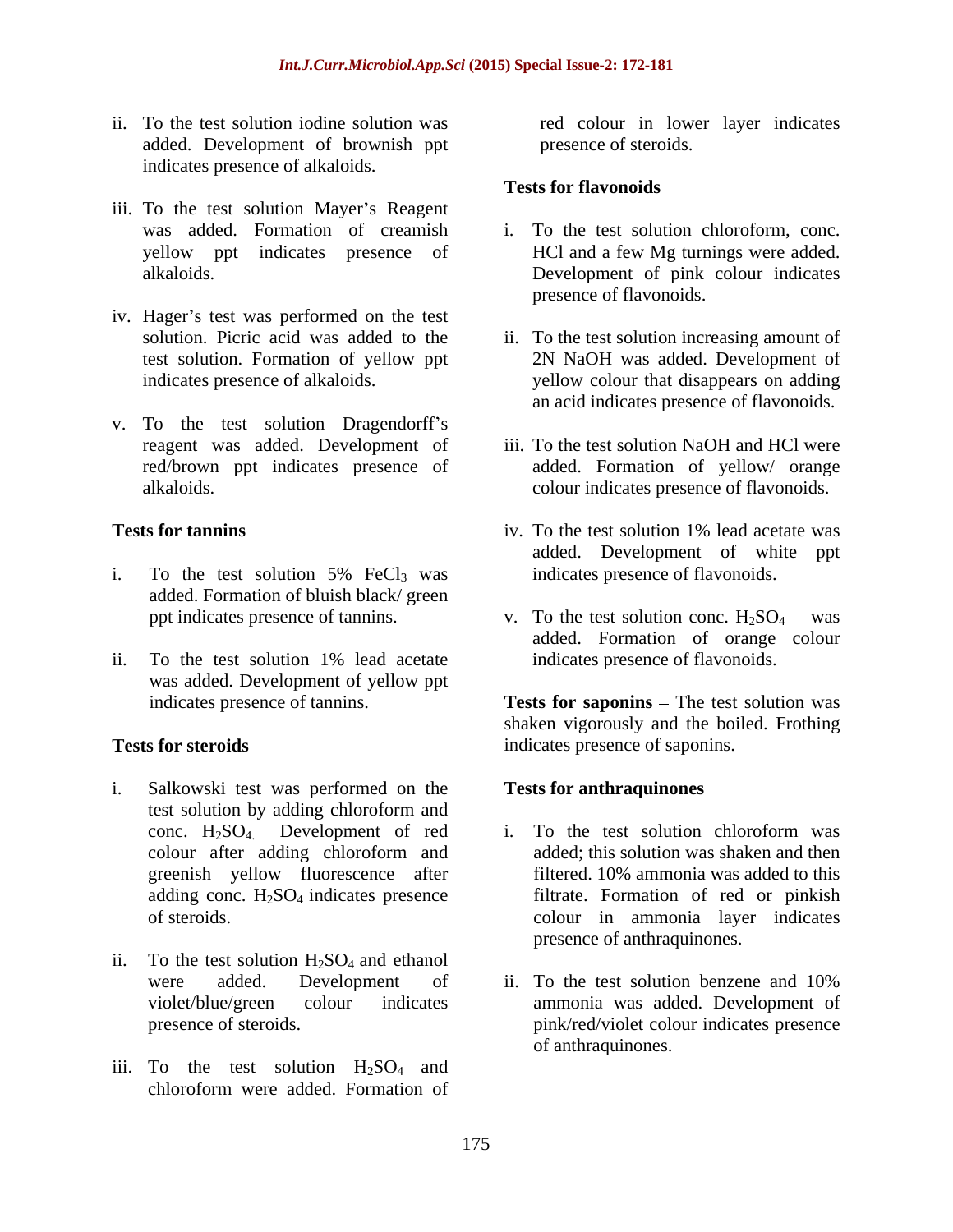ii. To the test solution iodine solution was added. Development of brownish ppt indicates presence of alkaloids.

iii. To the test solution Mayer's Reagent was added. Formation of creamish yellow ppt indicates presence of alkaloids.

iv. Hager's test was performed on the test solution. Picric acid was added to the test solution. Formation of yellow ppt indicates presence of alkaloids.

v. To the test solution Dragendorff's reagent was added. Development of red/brown ppt indicates presence of alkaloids.

**Tests for tannins**

i. To the test solution 5% $FeCl_3$ was added. Formation of bluish black/ green ppt indicates presence of tannins.

ii. To the test solution 1% lead acetate was added. Development of yellow ppt indicates presence of tannins.

**Tests for steroids**

i. Salkowski test was performed on the test solution by adding chloroform and conc. $H_2SO_4$. Development of red colour after adding chloroform and greenish yellow fluorescence after adding conc. $H_2SO_4$ indicates presence of steroids.

ii. To the test solution $H_2SO_4$ and ethanol were added. Development of violet/blue/green colour indicates presence of steroids.

iii. To the test solution $H_2SO_4$ and chloroform were added. Formation of red colour in lower layer indicates presence of steroids.

**Tests for flavonoids**

i. To the test solution chloroform, conc. HCl and a few Mg turnings were added. Development of pink colour indicates presence of flavonoids.

ii. To the test solution increasing amount of 2N NaOH was added. Development of yellow colour that disappears on adding an acid indicates presence of flavonoids.

iii. To the test solution NaOH and HCl were added. Formation of yellow/ orange colour indicates presence of flavonoids.

iv. To the test solution 1% lead acetate was added. Development of white ppt indicates presence of flavonoids.

v. To the test solution conc. $H_2SO_4$ was added. Formation of orange colour indicates presence of flavonoids.

**Tests for saponins** – The test solution was shaken vigorously and the boiled. Frothing indicates presence of saponins.

**Tests for anthraquinones**

i. To the test solution chloroform was added; this solution was shaken and then filtered. 10% ammonia was added to this filtrate. Formation of red or pinkish colour in ammonia layer indicates presence of anthraquinones.

ii. To the test solution benzene and 10% ammonia was added. Development of pink/red/violet colour indicates presence of anthraquinones.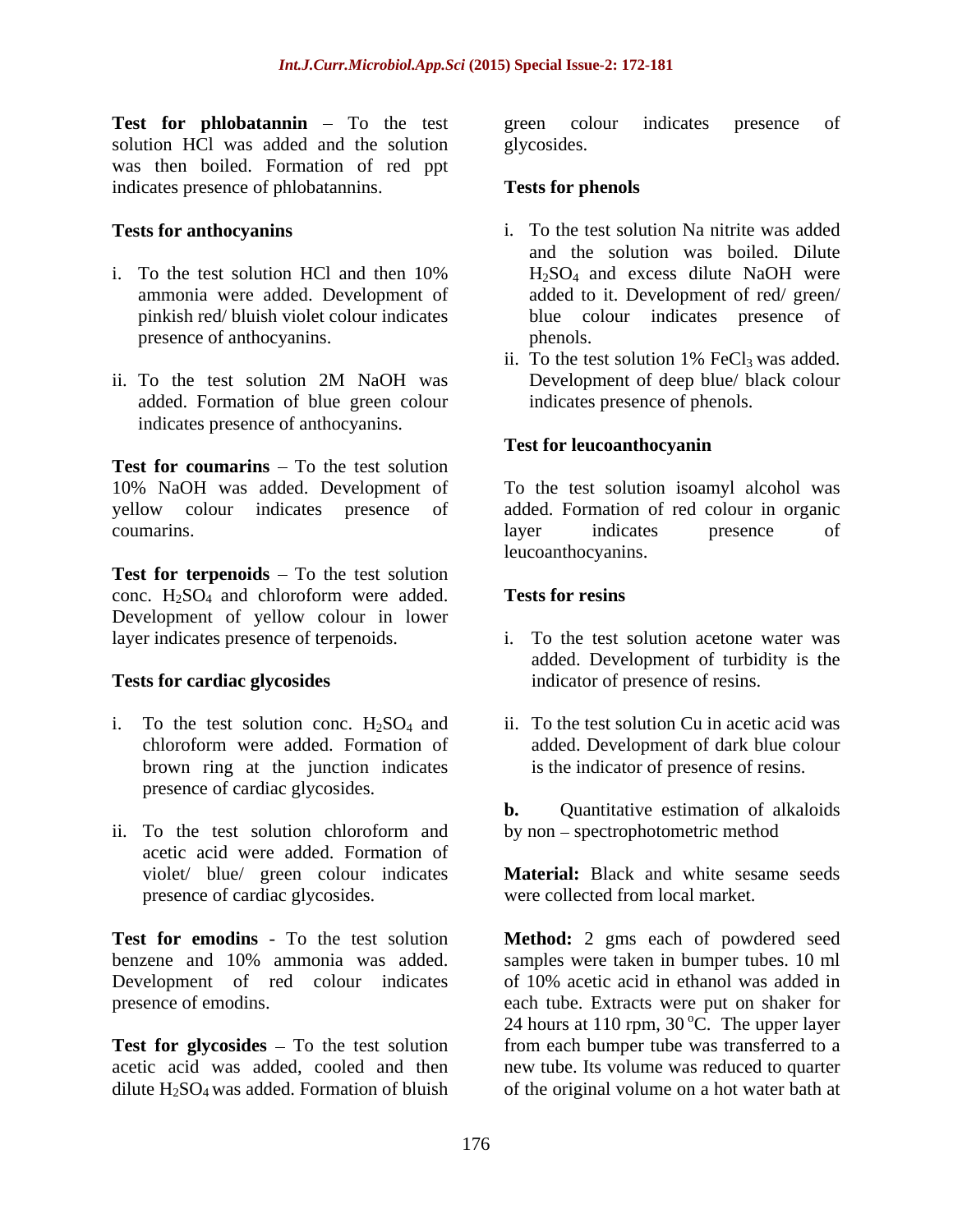**Test for phlobatannin** – To the test solution HCl was added and the solution was then boiled. Formation of red ppt indicates presence of phlobatannins.

**Tests for anthocyanins**

i. To the test solution HCl and then 10% ammonia were added. Development of pinkish red/ bluish violet colour indicates presence of anthocyanins.

ii. To the test solution 2M NaOH was added. Formation of blue green colour indicates presence of anthocyanins.

**Test for coumarins** – To the test solution 10% NaOH was added. Development of yellow colour indicates presence of coumarins.

**Test for terpenoids** – To the test solution conc. $H_2SO_4$ and chloroform were added. Development of yellow colour in lower layer indicates presence of terpenoids.

**Tests for cardiac glycosides**

i. To the test solution conc. $H_2SO_4$ and chloroform were added. Formation of brown ring at the junction indicates presence of cardiac glycosides.

ii. To the test solution chloroform and acetic acid were added. Formation of violet/ blue/ green colour indicates presence of cardiac glycosides.

**Test for emodins** - To the test solution benzene and 10% ammonia was added. Development of red colour indicates presence of emodins.

**Test for glycosides** – To the test solution acetic acid was added, cooled and then dilute $H_2SO_4$ was added. Formation of bluish green colour indicates presence of glycosides.

**Tests for phenols**

i. To the test solution Na nitrite was added and the solution was boiled. Dilute $H_2SO_4$ and excess dilute NaOH were added to it. Development of red/ green/ blue colour indicates presence of phenols.

ii. To the test solution 1% $FeCl_3$ was added. Development of deep blue/ black colour indicates presence of phenols.

**Test for leucoanthocyanin**

To the test solution isoamyl alcohol was added. Formation of red colour in organic layer indicates presence of leucoanthocyanins.

**Tests for resins**

i. To the test solution acetone water was added. Development of turbidity is the indicator of presence of resins.

ii. To the test solution Cu in acetic acid was added. Development of dark blue colour is the indicator of presence of resins.

**b.** Quantitative estimation of alkaloids by non – spectrophotometric method

**Material:** Black and white sesame seeds were collected from local market.

**Method:** 2 gms each of powdered seed samples were taken in bumper tubes. 10 ml of 10% acetic acid in ethanol was added in each tube. Extracts were put on shaker for 24 hours at 110 rpm, 30 °C. The upper layer from each bumper tube was transferred to a new tube. Its volume was reduced to quarter of the original volume on a hot water bath at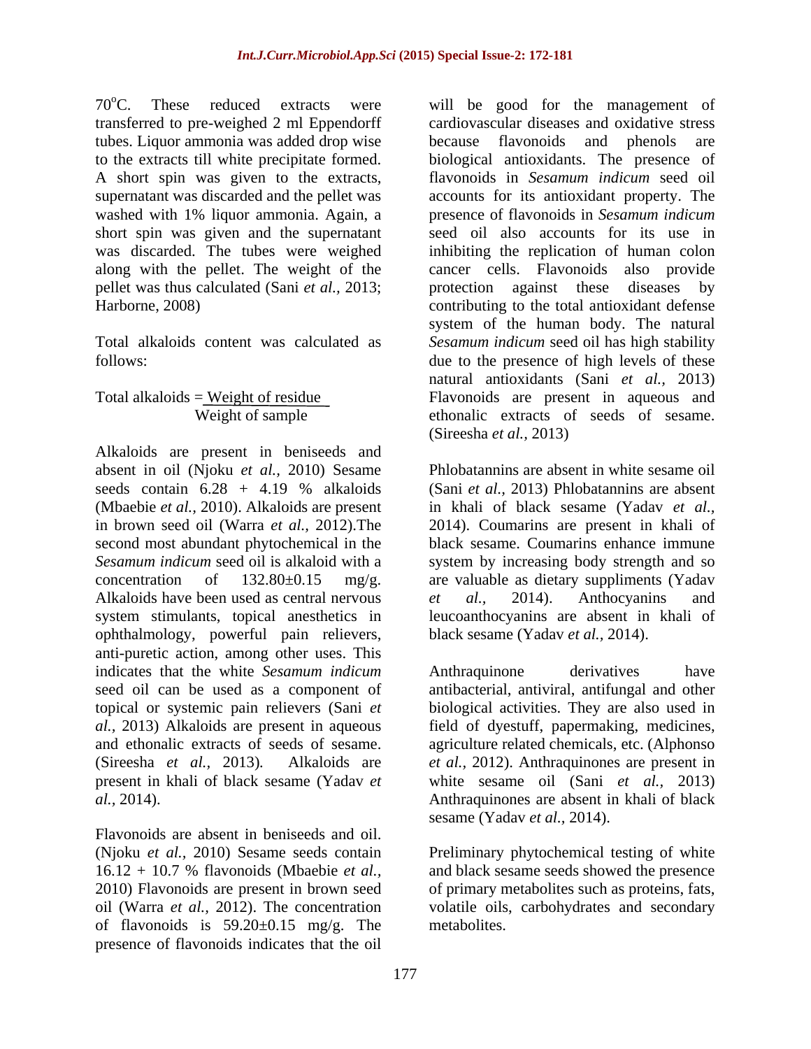70°C. These reduced extracts were transferred to pre-weighed 2 ml Eppendorff tubes. Liquor ammonia was added drop wise to the extracts till white precipitate formed. A short spin was given to the extracts, supernatant was discarded and the pellet was washed with 1% liquor ammonia. Again, a short spin was given and the supernatant was discarded. The tubes were weighed along with the pellet. The weight of the pellet was thus calculated (Sani *et al.,* 2013; Harborne, 2008)

Total alkaloids content was calculated as follows:

$$\text{Total alkaloids} = \frac{\text{Weight of residue}}{\text{Weight of sample}}$$

Alkaloids are present in beniseeds and absent in oil (Njoku *et al.,* 2010) Sesame seeds contain 6.28 + 4.19 % alkaloids (Mbaebie *et al.,* 2010). Alkaloids are present in brown seed oil (Warra *et al.,* 2012).The second most abundant phytochemical in the *Sesamum indicum* seed oil is alkaloid with a concentration of 132.80±0.15 mg/g. Alkaloids have been used as central nervous system stimulants, topical anesthetics in ophthalmology, powerful pain relievers, anti-puretic action, among other uses. This indicates that the white *Sesamum indicum* seed oil can be used as a component of topical or systemic pain relievers (Sani *et al.,* 2013) Alkaloids are present in aqueous and ethonalic extracts of seeds of sesame. (Sireesha *et al.,* 2013). Alkaloids are present in khali of black sesame (Yadav *et al.*, 2014).

Flavonoids are absent in beniseeds and oil. (Njoku *et al.,* 2010) Sesame seeds contain 16.12 + 10.7 % flavonoids (Mbaebie *et al.,* 2010) Flavonoids are present in brown seed oil (Warra *et al.,* 2012). The concentration of flavonoids is 59.20±0.15 mg/g. The presence of flavonoids indicates that the oil will be good for the management of cardiovascular diseases and oxidative stress because flavonoids and phenols are biological antioxidants. The presence of flavonoids in *Sesamum indicum* seed oil accounts for its antioxidant property. The presence of flavonoids in *Sesamum indicum* seed oil also accounts for its use in inhibiting the replication of human colon cancer cells. Flavonoids also provide protection against these diseases by contributing to the total antioxidant defense system of the human body. The natural *Sesamum indicum* seed oil has high stability due to the presence of high levels of these natural antioxidants (Sani *et al.,* 2013) Flavonoids are present in aqueous and ethonalic extracts of seeds of sesame. (Sireesha *et al.*, 2013)

Phlobatannins are absent in white sesame oil (Sani *et al.,* 2013) Phlobatannins are absent in khali of black sesame (Yadav *et al.,* 2014). Coumarins are present in khali of black sesame. Coumarins enhance immune system by increasing body strength and so are valuable as dietary suppliments (Yadav *et al.,* 2014). Anthocyanins and leucoanthocyanins are absent in khali of black sesame (Yadav *et al.*, 2014).

Anthraquinone derivatives have antibacterial, antiviral, antifungal and other biological activities. They are also used in field of dyestuff, papermaking, medicines, agriculture related chemicals, etc. (Alphonso *et al.,* 2012). Anthraquinones are present in white sesame oil (Sani *et al.,* 2013) Anthraquinones are absent in khali of black sesame (Yadav *et al.,* 2014).

Preliminary phytochemical testing of white and black sesame seeds showed the presence of primary metabolites such as proteins, fats, volatile oils, carbohydrates and secondary metabolites.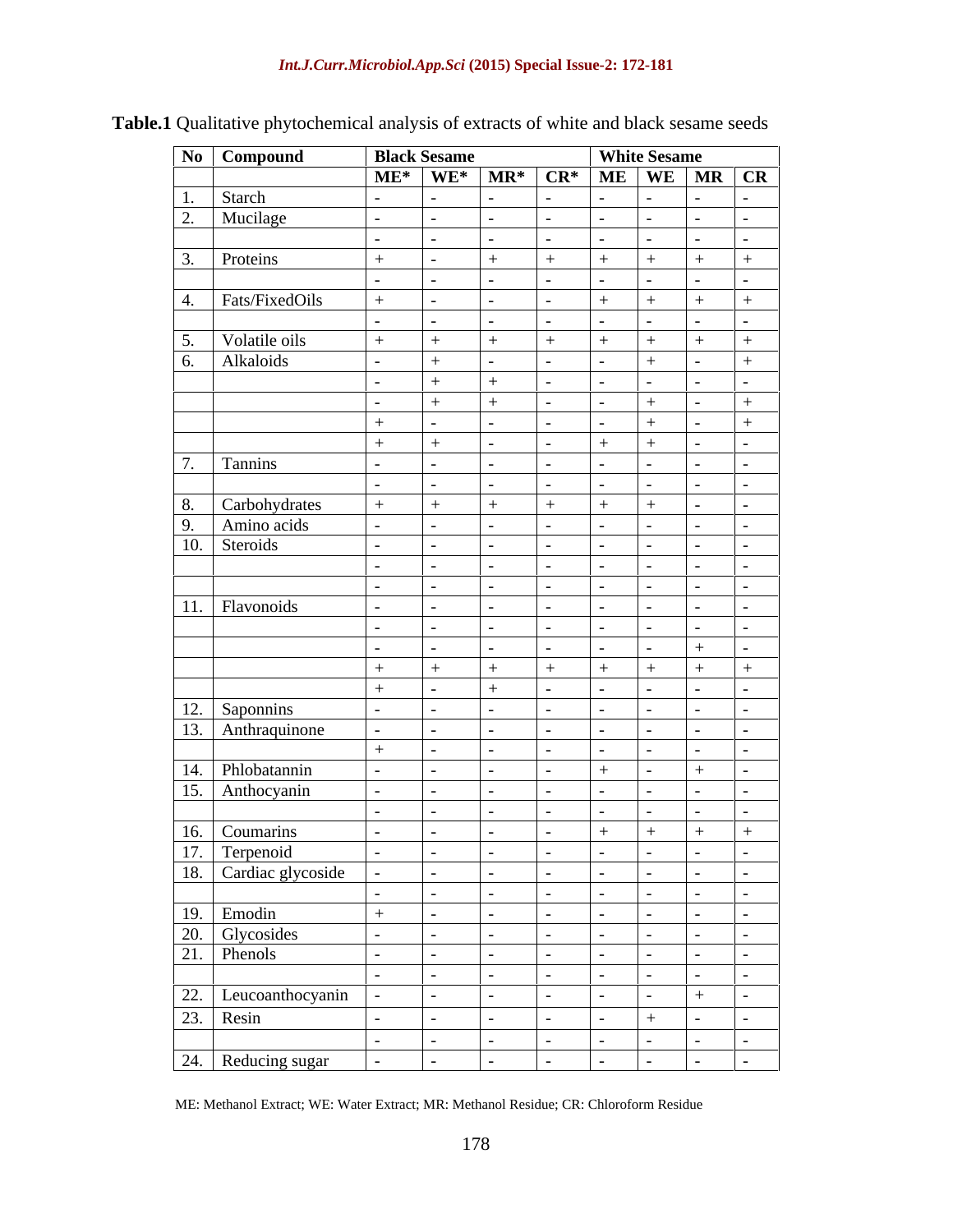**Table.1** Qualitative phytochemical analysis of extracts of white and black sesame seeds

| No | Compound | Black Sesame | | | | White Sesame | | | |
|---|---|---|---|---|---|---|---|---|---|
| | | ME* | WE* | MR* | CR* | ME | WE | MR | CR |
| 1. | Starch | - | - | - | - | - | - | - | - |
| 2. | Mucilage | - | - | - | - | - | - | - | - |
| | | - | - | - | - | - | - | - | - |
| 3. | Proteins | + | - | + | + | + | + | + | + |
| | | - | - | - | - | - | - | - | - |
| 4. | Fats/FixedOils | + | - | - | - | + | + | + | + |
| | | - | - | - | - | - | - | - | - |
| 5. | Volatile oils | + | + | + | + | + | + | + | + |
| 6. | Alkaloids | - | + | - | - | - | + | - | + |
| | | - | + | + | - | - | - | - | - |
| | | - | + | + | - | - | + | - | + |
| | | + | - | - | - | - | + | - | + |
| | | + | + | - | - | + | + | - | - |
| 7. | Tannins | - | - | - | - | - | - | - | - |
| | | - | - | - | - | - | - | - | - |
| 8. | Carbohydrates | + | + | + | + | + | + | - | - |
| 9. | Amino acids | - | - | - | - | - | - | - | - |
| 10. | Steroids | - | - | - | - | - | - | - | - |
| | | - | - | - | - | - | - | - | - |
| | | - | - | - | - | - | - | - | - |
| 11. | Flavonoids | - | - | - | - | - | - | - | - |
| | | - | - | - | - | - | - | - | - |
| | | - | - | - | - | - | - | + | - |
| | | + | + | + | + | + | + | + | + |
| | | + | - | + | - | - | - | - | - |
| 12. | Saponnins | - | - | - | - | - | - | - | - |
| 13. | Anthraquinone | - | - | - | - | - | - | - | - |
| | | + | - | - | - | - | - | - | - |
| 14. | Phlobatannin | - | - | - | - | + | - | + | - |
| 15. | Anthocyanin | - | - | - | - | - | - | - | - |
| | | - | - | - | - | - | - | - | - |
| 16. | Coumarins | - | - | - | - | + | + | + | + |
| 17. | Terpenoid | - | - | - | - | - | - | - | - |
| 18. | Cardiac glycoside | - | - | - | - | - | - | - | - |
| | | - | - | - | - | - | - | - | - |
| 19. | Emodin | + | - | - | - | - | - | - | - |
| 20. | Glycosides | - | - | - | - | - | - | - | - |
| 21. | Phenols | - | - | - | - | - | - | - | - |
| | | - | - | - | - | - | - | - | - |
| 22. | Leucoanthocyanin | - | - | - | - | - | - | + | - |
| 23. | Resin | - | - | - | - | - | + | - | - |
| | | - | - | - | - | - | - | - | - |
| 24. | Reducing sugar | - | - | - | - | - | - | - | - |

ME: Methanol Extract; WE: Water Extract; MR: Methanol Residue; CR: Chloroform Residue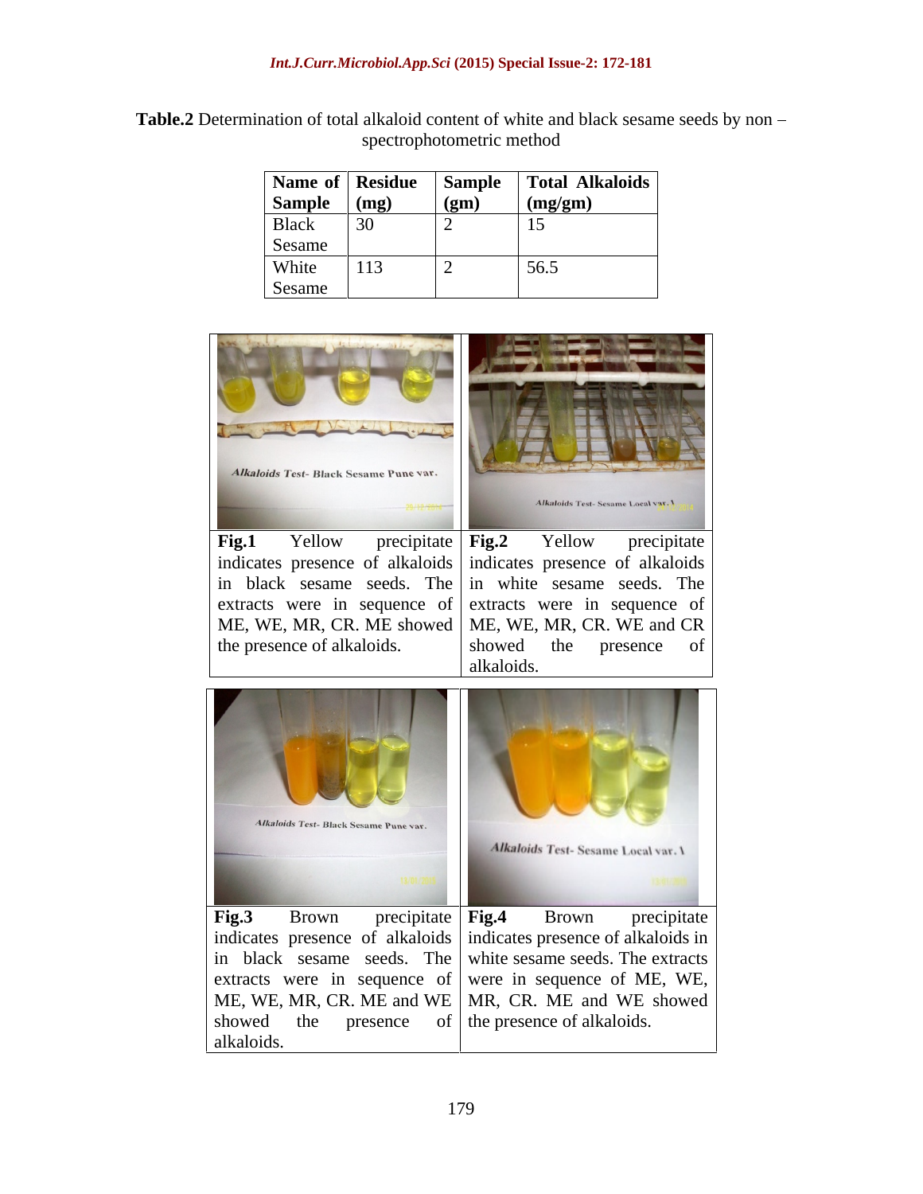**Table.2** Determination of total alkaloid content of white and black sesame seeds by non – spectrophotometric method

| Name of Sample | Residue (mg) | Sample (gm) | Total Alkaloids (mg/gm) |
|---|---|---|---|
| Black Sesame | 30 | 2 | 15 |
| White Sesame | 113 | 2 | 56.5 |

**Fig.1** Yellow precipitate indicates presence of alkaloids in black sesame seeds. The extracts were in sequence of ME, WE, MR, CR. ME showed the presence of alkaloids.

**Fig.2** Yellow precipitate indicates presence of alkaloids in white sesame seeds. The extracts were in sequence of ME, WE, MR, CR. WE and CR showed the presence of alkaloids.

**Fig.3** Brown precipitate indicates presence of alkaloids in black sesame seeds. The extracts were in sequence of ME, WE, MR, CR. ME and WE showed the presence of alkaloids.

**Fig.4** Brown precipitate indicates presence of alkaloids in white sesame seeds. The extracts were in sequence of ME, WE, MR, CR. ME and WE showed the presence of alkaloids.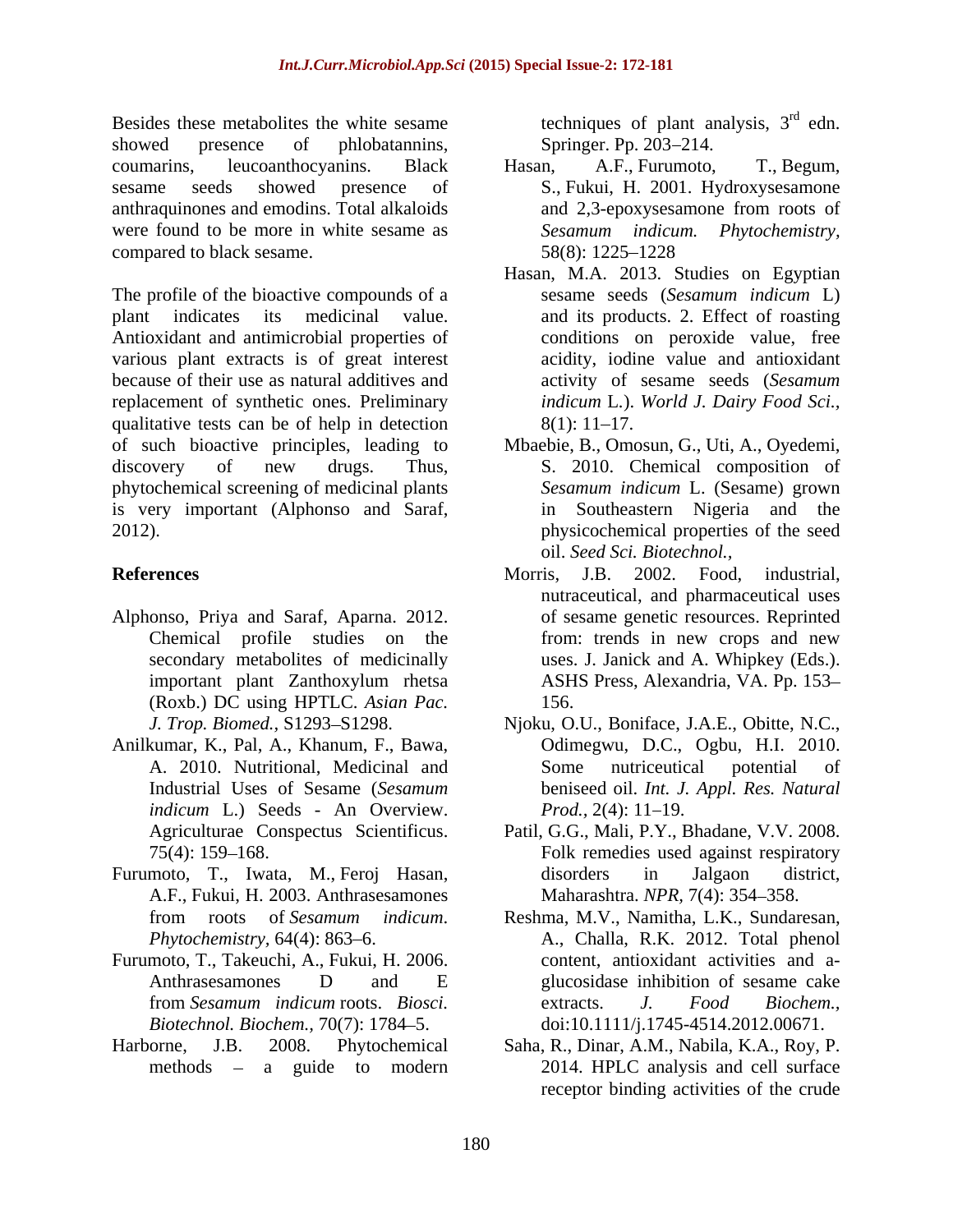Besides these metabolites the white sesame showed presence of phlobatannins, coumarins, leucoanthocyanins. Black sesame seeds showed presence of anthraquinones and emodins. Total alkaloids were found to be more in white sesame as compared to black sesame.

The profile of the bioactive compounds of a plant indicates its medicinal value. Antioxidant and antimicrobial properties of various plant extracts is of great interest because of their use as natural additives and replacement of synthetic ones. Preliminary qualitative tests can be of help in detection of such bioactive principles, leading to discovery of new drugs. Thus, phytochemical screening of medicinal plants is very important (Alphonso and Saraf, 2012).

## References

- Alphonso, Priya and Saraf, Aparna. 2012. Chemical profile studies on the secondary metabolites of medicinally important plant Zanthoxylum rhetsa (Roxb.) DC using HPTLC. *Asian Pac. J. Trop. Biomed.,* S1293–S1298.
- Anilkumar, K., Pal, A., Khanum, F., Bawa, A. 2010. Nutritional, Medicinal and Industrial Uses of Sesame (*Sesamum indicum* L.) Seeds - An Overview. Agriculturae Conspectus Scientificus. 75(4): 159–168.
- Furumoto, T., Iwata, M., Feroj Hasan, A.F., Fukui, H. 2003. Anthrasesamones from roots of *Sesamum indicum*. *Phytochemistry,* 64(4): 863–6.
- Furumoto, T., Takeuchi, A., Fukui, H. 2006. Anthrasesamones D and E from *Sesamum indicum* roots. *Biosci. Biotechnol. Biochem.,* 70(7): 1784–5.
- Harborne, J.B. 2008. Phytochemical methods – a guide to modern techniques of plant analysis, 3rd edn. Springer. Pp. 203–214.
- Hasan, A.F., Furumoto, T., Begum, S., Fukui, H. 2001. Hydroxysesamone and 2,3-epoxysesamone from roots of *Sesamum indicum. Phytochemistry,* 58(8): 1225–1228
- Hasan, M.A. 2013. Studies on Egyptian sesame seeds (*Sesamum indicum* L) and its products. 2. Effect of roasting conditions on peroxide value, free acidity, iodine value and antioxidant activity of sesame seeds (*Sesamum indicum* L.). *World J. Dairy Food Sci.,* 8(1): 11–17.
- Mbaebie, B., Omosun, G., Uti, A., Oyedemi, S. 2010. Chemical composition of *Sesamum indicum* L. (Sesame) grown in Southeastern Nigeria and the physicochemical properties of the seed oil. *Seed Sci. Biotechnol.,*
- Morris, J.B. 2002. Food, industrial, nutraceutical, and pharmaceutical uses of sesame genetic resources. Reprinted from: trends in new crops and new uses. J. Janick and A. Whipkey (Eds.). ASHS Press, Alexandria, VA. Pp. 153–156.
- Njoku, O.U., Boniface, J.A.E., Obitte, N.C., Odimegwu, D.C., Ogbu, H.I. 2010. Some nutriceutical potential of beniseed oil. *Int. J. Appl. Res. Natural Prod.,* 2(4): 11–19.
- Patil, G.G., Mali, P.Y., Bhadane, V.V. 2008. Folk remedies used against respiratory disorders in Jalgaon district, Maharashtra. *NPR,* 7(4): 354–358.
- Reshma, M.V., Namitha, L.K., Sundaresan, A., Challa, R.K. 2012. Total phenol content, antioxidant activities and a-glucosidase inhibition of sesame cake extracts. *J. Food Biochem.,* doi:10.1111/j.1745-4514.2012.00671.
- Saha, R., Dinar, A.M., Nabila, K.A., Roy, P. 2014. HPLC analysis and cell surface receptor binding activities of the crude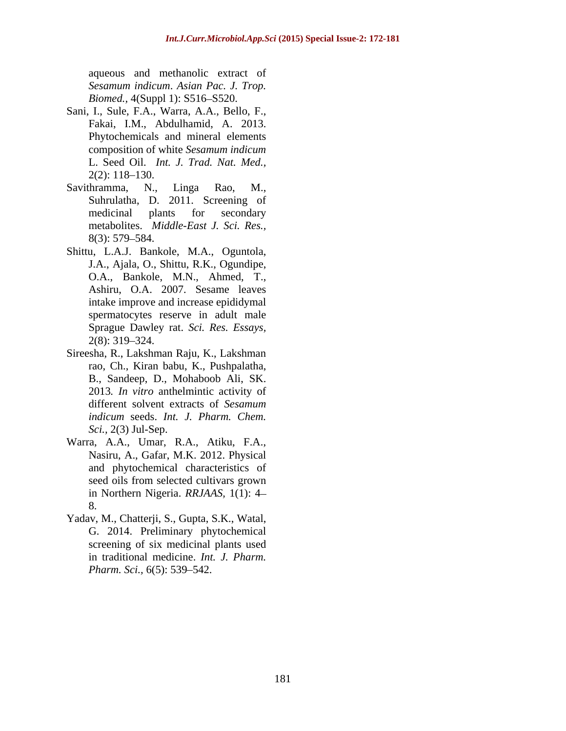aqueous and methanolic extract of *Sesamum indicum*. *Asian Pac. J. Trop. Biomed.,* 4(Suppl 1): S516–S520.

Sani, I., Sule, F.A., Warra, A.A., Bello, F., Fakai, I.M., Abdulhamid, A. 2013. Phytochemicals and mineral elements composition of white *Sesamum indicum* L. Seed Oil. *Int. J. Trad. Nat. Med.,* 2(2): 118–130.

Savithramma, N., Linga Rao, M., Suhrulatha, D. 2011. Screening of medicinal plants for secondary metabolites. *Middle-East J. Sci. Res.*, 8(3): 579–584.

Shittu, L.A.J. Bankole, M.A., Oguntola, J.A., Ajala, O., Shittu, R.K., Ogundipe, O.A., Bankole, M.N., Ahmed, T., Ashiru, O.A. 2007. Sesame leaves intake improve and increase epididymal spermatocytes reserve in adult male Sprague Dawley rat. *Sci. Res. Essays*, 2(8): 319–324.

Sireesha, R., Lakshman Raju, K., Lakshman rao, Ch., Kiran babu, K., Pushpalatha, B., Sandeep, D., Mohaboob Ali, SK. 2013. *In vitro* anthelmintic activity of different solvent extracts of *Sesamum indicum* seeds. *Int. J. Pharm. Chem. Sci.,* 2(3) Jul-Sep.

Warra, A.A., Umar, R.A., Atiku, F.A., Nasiru, A., Gafar, M.K. 2012. Physical and phytochemical characteristics of seed oils from selected cultivars grown in Northern Nigeria. *RRJAAS,* 1(1): 4–8.

Yadav, M., Chatterji, S., Gupta, S.K., Watal, G. 2014. Preliminary phytochemical screening of six medicinal plants used in traditional medicine. *Int. J. Pharm. Pharm. Sci.,* 6(5): 539–542.